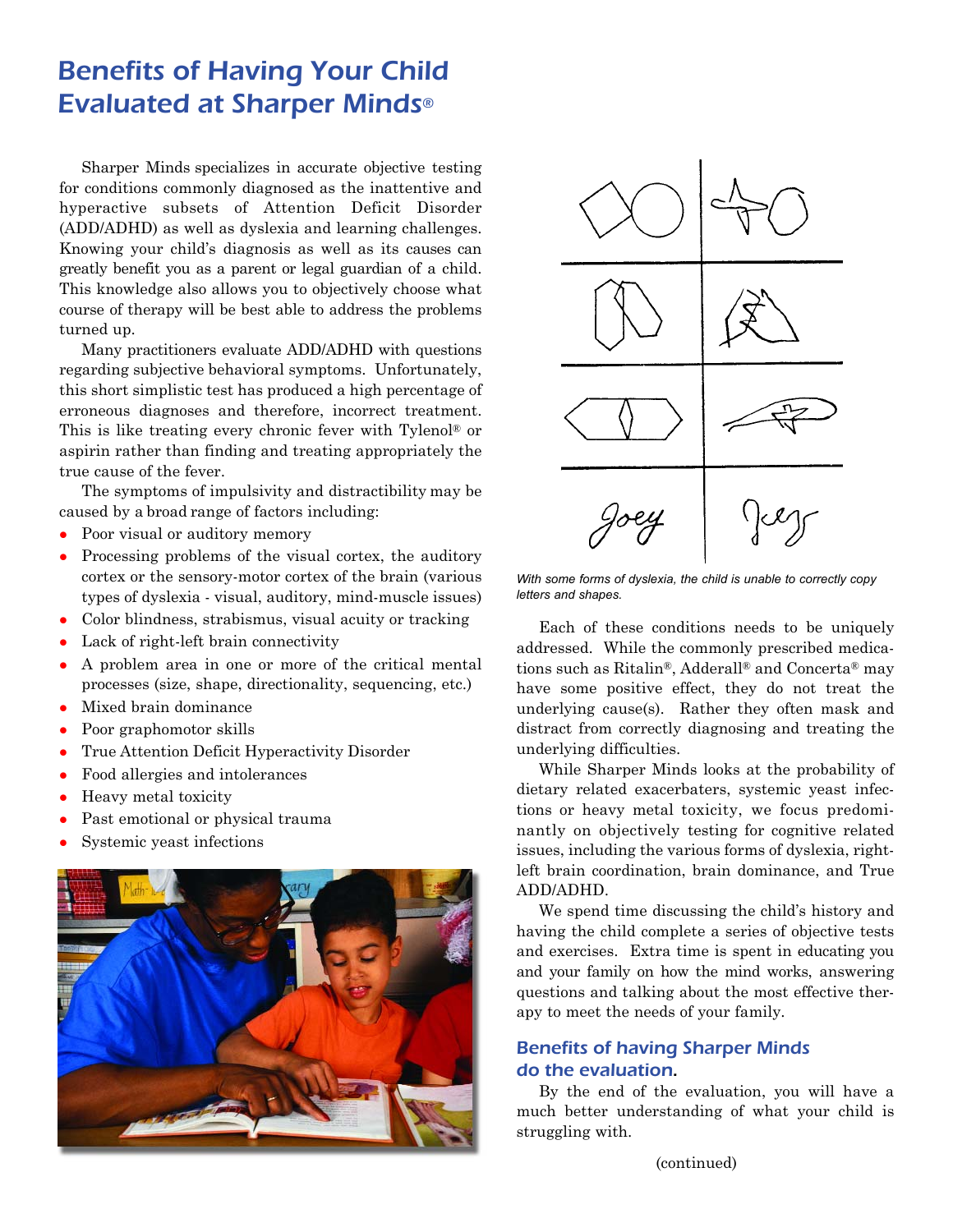# Benefits of Having Your Child Evaluated at Sharper Minds®

Sharper Minds specializes in accurate objective testing for conditions commonly diagnosed as the inattentive and hyperactive subsets of Attention Deficit Disorder (ADD/ADHD) as well as dyslexia and learning challenges. Knowing your child's diagnosis as well as its causes can greatly benefit you as a parent or legal guardian of a child. This knowledge also allows you to objectively choose what course of therapy will be best able to address the problems turned up.

Many practitioners evaluate ADD/ADHD with questions regarding subjective behavioral symptoms. Unfortunately, this short simplistic test has produced a high percentage of erroneous diagnoses and therefore, incorrect treatment. This is like treating every chronic fever with Tylenol® or aspirin rather than finding and treating appropriately the true cause of the fever.

The symptoms of impulsivity and distractibility may be caused by a broad range of factors including:

- Poor visual or auditory memory
- Processing problems of the visual cortex, the auditory cortex or the sensory-motor cortex of the brain (various types of dyslexia - visual, auditory, mind-muscle issues)
- Color blindness, strabismus, visual acuity or tracking
- Lack of right-left brain connectivity
- A problem area in one or more of the critical mental processes (size, shape, directionality, sequencing, etc.)
- Mixed brain dominance
- Poor graphomotor skills
- True Attention Deficit Hyperactivity Disorder
- Food allergies and intolerances
- Heavy metal toxicity
- Past emotional or physical trauma
- Systemic yeast infections

*With some forms of dyslexia, the child is unable to correctly copy letters and shapes.*

Each of these conditions needs to be uniquely addressed. While the commonly prescribed medications such as Ritalin®, Adderall® and Concerta® may have some positive effect, they do not treat the underlying cause(s). Rather they often mask and distract from correctly diagnosing and treating the underlying difficulties.

While Sharper Minds looks at the probability of dietary related exacerbaters, systemic yeast infections or heavy metal toxicity, we focus predominantly on objectively testing for cognitive related issues, including the various forms of dyslexia, right-left brain coordination, brain dominance, and True ADD/ADHD.

We spend time discussing the child's history and having the child complete a series of objective tests and exercises. Extra time is spent in educating you and your family on how the mind works, answering questions and talking about the most effective therapy to meet the needs of your family.

## Benefits of having Sharper Minds do the evaluation.

By the end of the evaluation, you will have a much better understanding of what your child is struggling with.

(continued)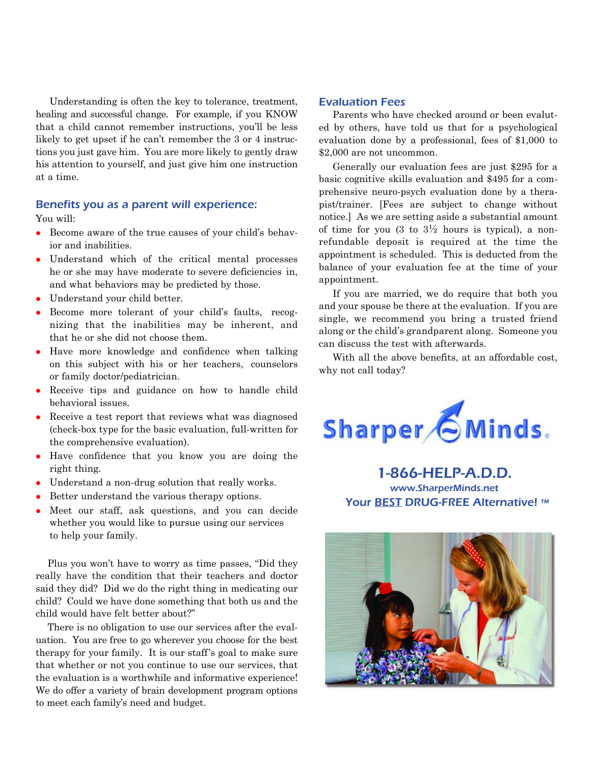Understanding is often the key to tolerance, treatment, healing and successful change. For example, if you KNOW that a child cannot remember instructions, you'll be less likely to get upset if he can't remember the 3 or 4 instructions you just gave him. You are more likely to gently draw his attention to yourself, and just give him one instruction at a time.

## Benefits you as a parent will experience:

You will:

- Become aware of the true causes of your child's behavior and inabilities.
- Understand which of the critical mental processes he or she may have moderate to severe deficiencies in, and what behaviors may be predicted by those.
- Understand your child better.
- Become more tolerant of your child's faults, recognizing that the inabilities may be inherent, and that he or she did not choose them.
- Have more knowledge and confidence when talking on this subject with his or her teachers, counselors or family doctor/pediatrician.
- Receive tips and guidance on how to handle child behavioral issues.
- Receive a test report that reviews what was diagnosed (check-box type for the basic evaluation, full-written for the comprehensive evaluation).
- Have confidence that you know you are doing the right thing.
- Understand a non-drug solution that really works.
- Better understand the various therapy options.
- Meet our staff, ask questions, and you can decide whether you would like to pursue using our services to help your family.

Plus you won't have to worry as time passes, "Did they really have the condition that their teachers and doctor said they did? Did we do the right thing in medicating our child? Could we have done something that both us and the child would have felt better about?"

There is no obligation to use our services after the evaluation. You are free to go wherever you choose for the best therapy for your family. It is our staff's goal to make sure that whether or not you continue to use our services, that the evaluation is a worthwhile and informative experience! We do offer a variety of brain development program options to meet each family's need and budget.

## Evaluation Fees

Parents who have checked around or been evaluted by others, have told us that for a psychological evaluation done by a professional, fees of $1,000 to $2,000 are not uncommon.

Generally our evaluation fees are just $295 for a basic cognitive skills evaluation and $495 for a comprehensive neuro-psych evaluation done by a therapist/trainer. [Fees are subject to change without notice.] As we are setting aside a substantial amount of time for you (3 to 3½ hours is typical), a non-refundable deposit is required at the time the appointment is scheduled. This is deducted from the balance of your evaluation fee at the time of your appointment.

If you are married, we do require that both you and your spouse be there at the evaluation. If you are single, we recommend you bring a trusted friend along or the child's grandparent along. Someone you can discuss the test with afterwards.

With all the above benefits, at an affordable cost, why not call today?

Sharper Minds®

**1-866-HELP-A.D.D.**

www.SharperMinds.net

Your BEST DRUG-FREE Alternative! ™